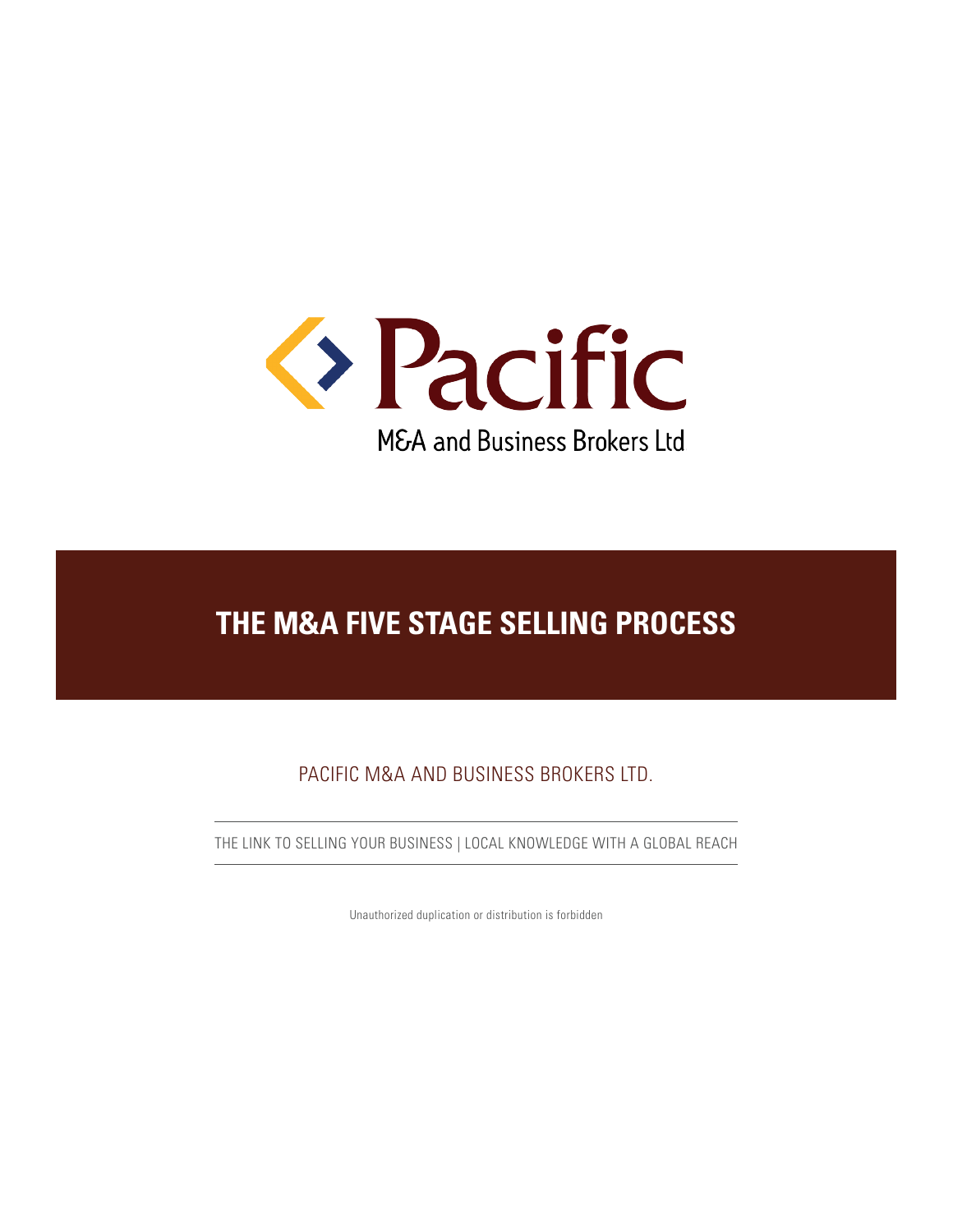Pacific

M&A and Business Brokers Ltd

# THE M&A FIVE STAGE SELLING PROCESS

PACIFIC M&A AND BUSINESS BROKERS LTD.

THE LINK TO SELLING YOUR BUSINESS | LOCAL KNOWLEDGE WITH A GLOBAL REACH

Unauthorized duplication or distribution is forbidden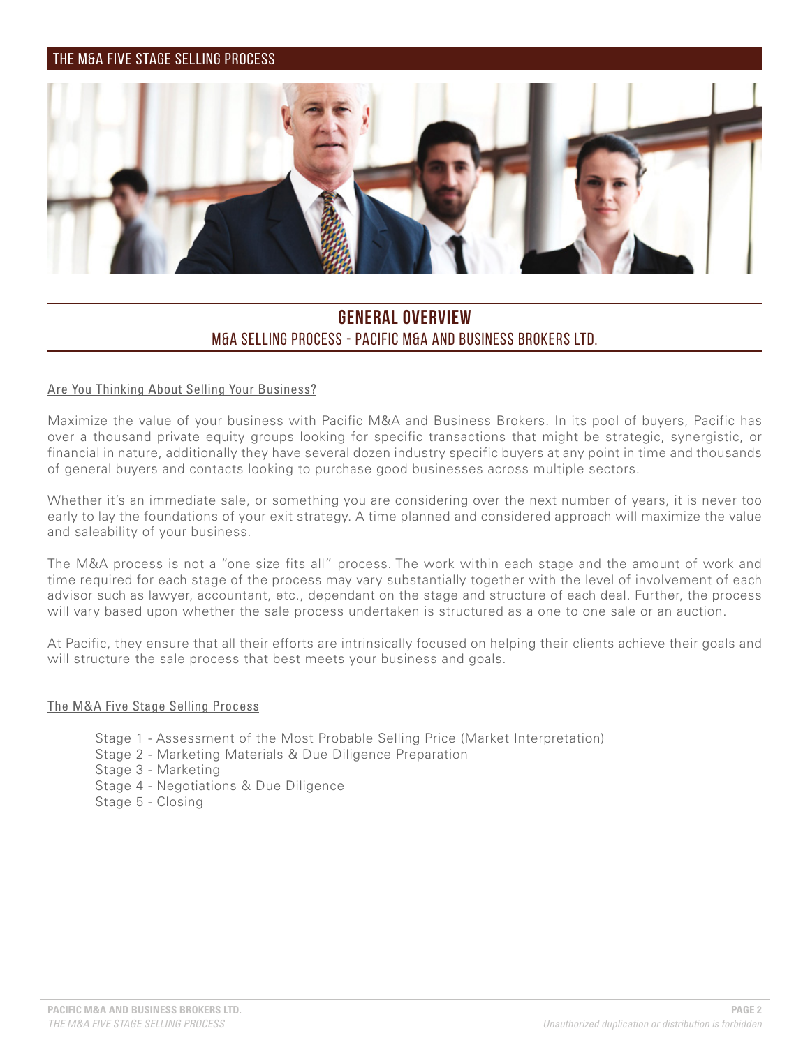## GENERAL OVERVIEW

### M&A SELLING PROCESS - PACIFIC M&A AND BUSINESS BROKERS LTD.

Are You Thinking About Selling Your Business?

Maximize the value of your business with Pacific M&A and Business Brokers. In its pool of buyers, Pacific has over a thousand private equity groups looking for specific transactions that might be strategic, synergistic, or financial in nature, additionally they have several dozen industry specific buyers at any point in time and thousands of general buyers and contacts looking to purchase good businesses across multiple sectors.

Whether it's an immediate sale, or something you are considering over the next number of years, it is never too early to lay the foundations of your exit strategy. A time planned and considered approach will maximize the value and saleability of your business.

The M&A process is not a "one size fits all" process. The work within each stage and the amount of work and time required for each stage of the process may vary substantially together with the level of involvement of each advisor such as lawyer, accountant, etc., dependant on the stage and structure of each deal. Further, the process will vary based upon whether the sale process undertaken is structured as a one to one sale or an auction.

At Pacific, they ensure that all their efforts are intrinsically focused on helping their clients achieve their goals and will structure the sale process that best meets your business and goals.

The M&A Five Stage Selling Process

- Stage 1 - Assessment of the Most Probable Selling Price (Market Interpretation)
- Stage 2 - Marketing Materials & Due Diligence Preparation
- Stage 3 - Marketing
- Stage 4 - Negotiations & Due Diligence
- Stage 5 - Closing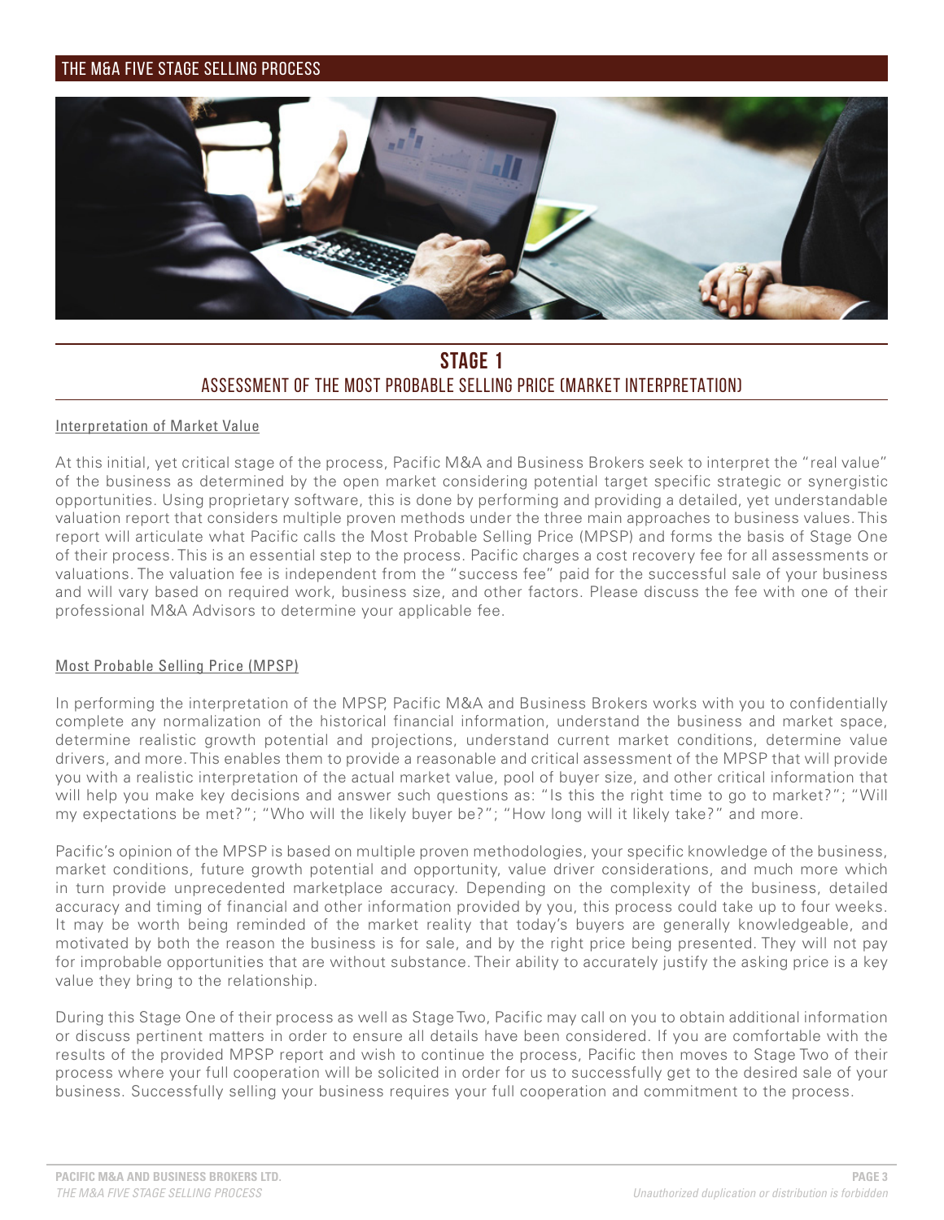## STAGE 1

### ASSESSMENT OF THE MOST PROBABLE SELLING PRICE (MARKET INTERPRETATION)

Interpretation of Market Value

At this initial, yet critical stage of the process, Pacific M&A and Business Brokers seek to interpret the "real value" of the business as determined by the open market considering potential target specific strategic or synergistic opportunities. Using proprietary software, this is done by performing and providing a detailed, yet understandable valuation report that considers multiple proven methods under the three main approaches to business values. This report will articulate what Pacific calls the Most Probable Selling Price (MPSP) and forms the basis of Stage One of their process. This is an essential step to the process. Pacific charges a cost recovery fee for all assessments or valuations. The valuation fee is independent from the "success fee" paid for the successful sale of your business and will vary based on required work, business size, and other factors. Please discuss the fee with one of their professional M&A Advisors to determine your applicable fee.

Most Probable Selling Price (MPSP)

In performing the interpretation of the MPSP, Pacific M&A and Business Brokers works with you to confidentially complete any normalization of the historical financial information, understand the business and market space, determine realistic growth potential and projections, understand current market conditions, determine value drivers, and more. This enables them to provide a reasonable and critical assessment of the MPSP that will provide you with a realistic interpretation of the actual market value, pool of buyer size, and other critical information that will help you make key decisions and answer such questions as: "Is this the right time to go to market?"; "Will my expectations be met?"; "Who will the likely buyer be?"; "How long will it likely take?" and more.

Pacific's opinion of the MPSP is based on multiple proven methodologies, your specific knowledge of the business, market conditions, future growth potential and opportunity, value driver considerations, and much more which in turn provide unprecedented marketplace accuracy. Depending on the complexity of the business, detailed accuracy and timing of financial and other information provided by you, this process could take up to four weeks. It may be worth being reminded of the market reality that today's buyers are generally knowledgeable, and motivated by both the reason the business is for sale, and by the right price being presented. They will not pay for improbable opportunities that are without substance. Their ability to accurately justify the asking price is a key value they bring to the relationship.

During this Stage One of their process as well as Stage Two, Pacific may call on you to obtain additional information or discuss pertinent matters in order to ensure all details have been considered. If you are comfortable with the results of the provided MPSP report and wish to continue the process, Pacific then moves to Stage Two of their process where your full cooperation will be solicited in order for us to successfully get to the desired sale of your business. Successfully selling your business requires your full cooperation and commitment to the process.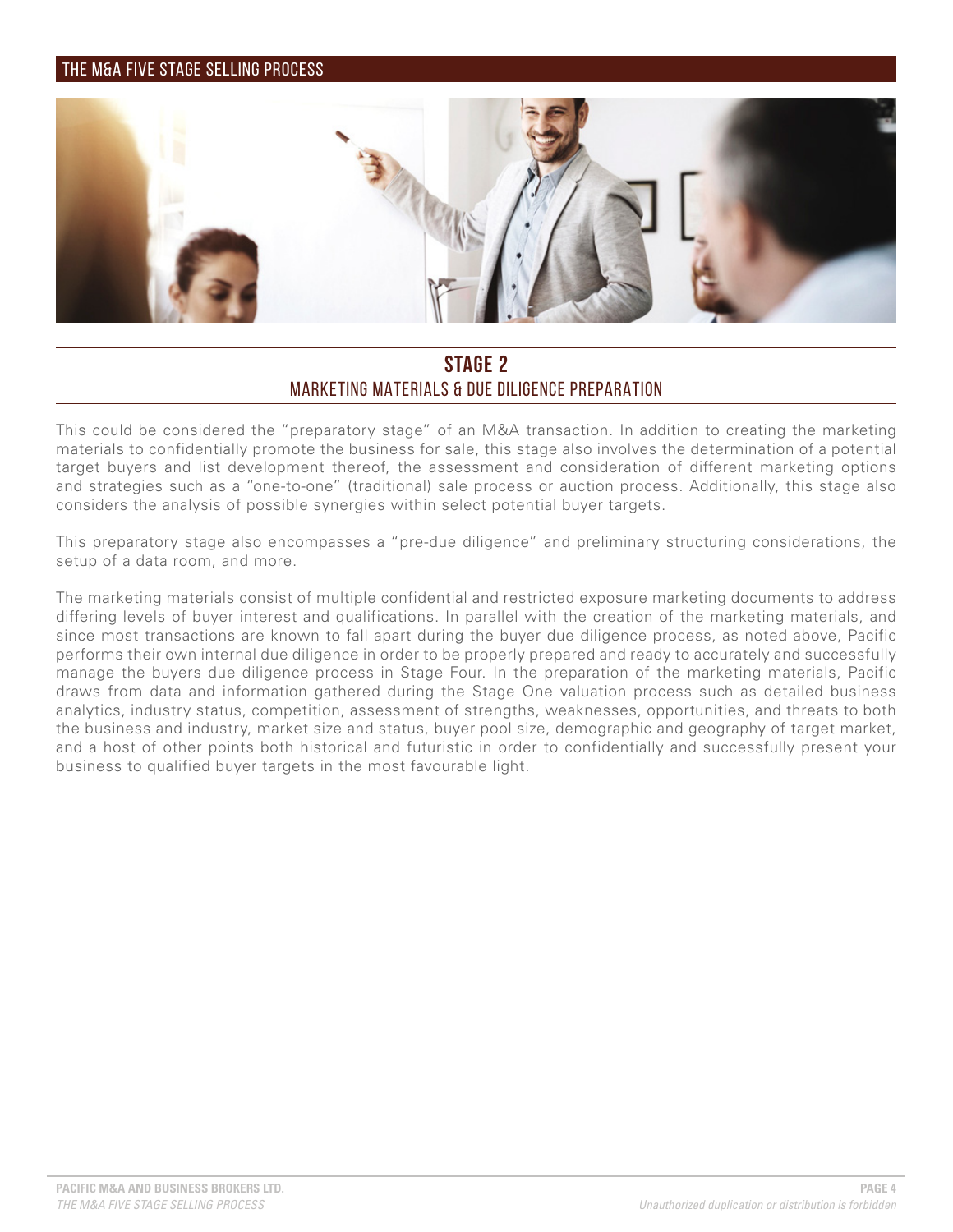## STAGE 2

### MARKETING MATERIALS & DUE DILIGENCE PREPARATION

This could be considered the "preparatory stage" of an M&A transaction. In addition to creating the marketing materials to confidentially promote the business for sale, this stage also involves the determination of a potential target buyers and list development thereof, the assessment and consideration of different marketing options and strategies such as a "one-to-one" (traditional) sale process or auction process. Additionally, this stage also considers the analysis of possible synergies within select potential buyer targets.

This preparatory stage also encompasses a "pre-due diligence" and preliminary structuring considerations, the setup of a data room, and more.

The marketing materials consist of multiple confidential and restricted exposure marketing documents to address differing levels of buyer interest and qualifications. In parallel with the creation of the marketing materials, and since most transactions are known to fall apart during the buyer due diligence process, as noted above, Pacific performs their own internal due diligence in order to be properly prepared and ready to accurately and successfully manage the buyers due diligence process in Stage Four. In the preparation of the marketing materials, Pacific draws from data and information gathered during the Stage One valuation process such as detailed business analytics, industry status, competition, assessment of strengths, weaknesses, opportunities, and threats to both the business and industry, market size and status, buyer pool size, demographic and geography of target market, and a host of other points both historical and futuristic in order to confidentially and successfully present your business to qualified buyer targets in the most favourable light.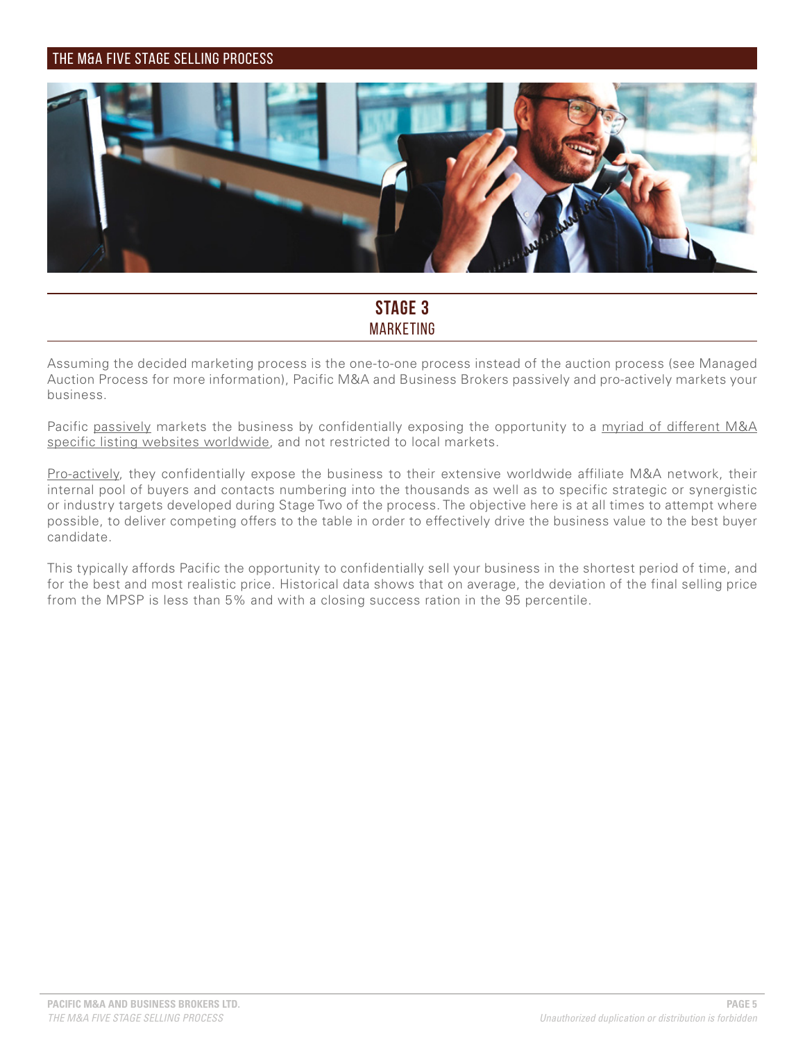## STAGE 3
### MARKETING

Assuming the decided marketing process is the one-to-one process instead of the auction process (see Managed Auction Process for more information), Pacific M&A and Business Brokers passively and pro-actively markets your business.

Pacific passively markets the business by confidentially exposing the opportunity to a myriad of different M&A specific listing websites worldwide, and not restricted to local markets.

Pro-actively, they confidentially expose the business to their extensive worldwide affiliate M&A network, their internal pool of buyers and contacts numbering into the thousands as well as to specific strategic or synergistic or industry targets developed during Stage Two of the process. The objective here is at all times to attempt where possible, to deliver competing offers to the table in order to effectively drive the business value to the best buyer candidate.

This typically affords Pacific the opportunity to confidentially sell your business in the shortest period of time, and for the best and most realistic price. Historical data shows that on average, the deviation of the final selling price from the MPSP is less than 5% and with a closing success ration in the 95 percentile.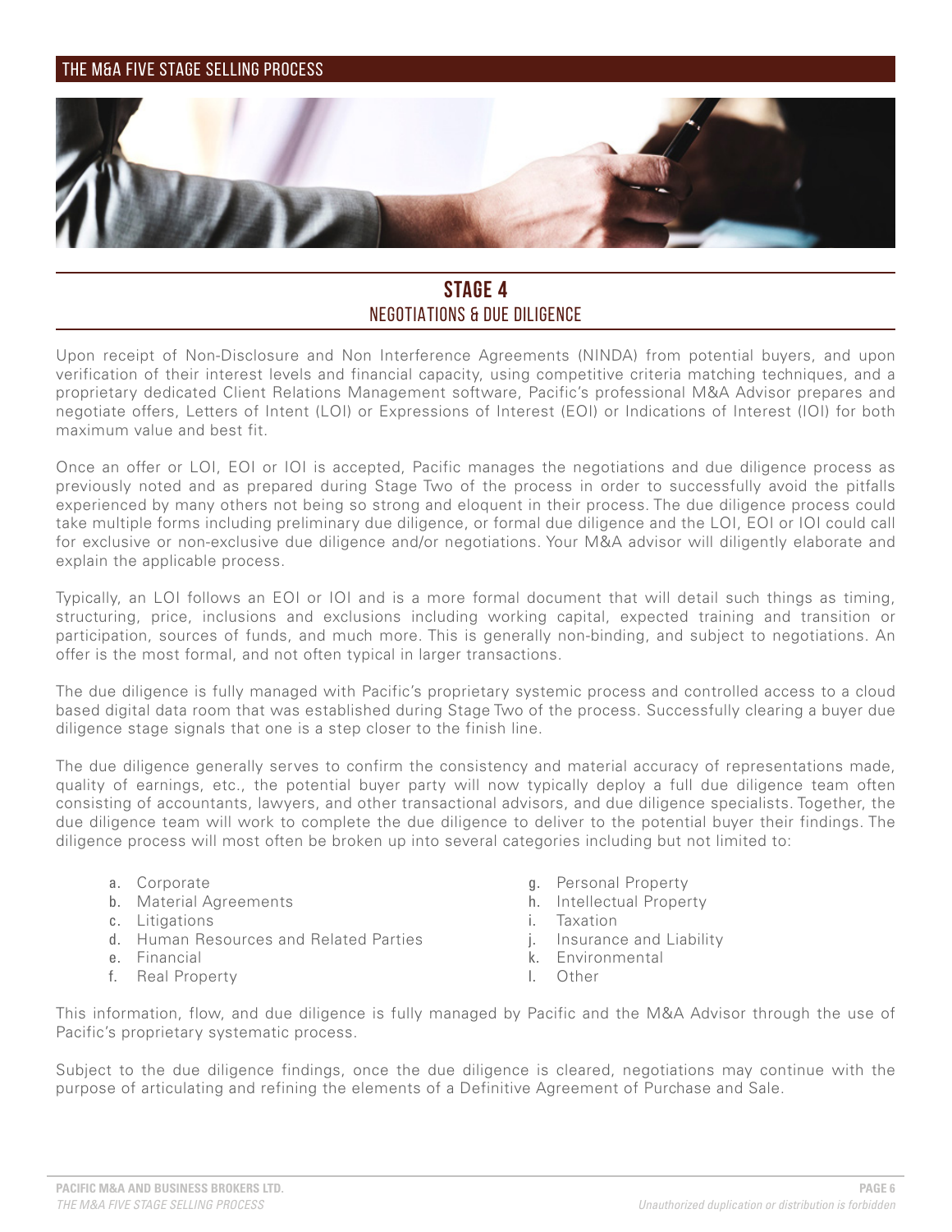## STAGE 4
### NEGOTIATIONS & DUE DILIGENCE

Upon receipt of Non-Disclosure and Non Interference Agreements (NINDA) from potential buyers, and upon verification of their interest levels and financial capacity, using competitive criteria matching techniques, and a proprietary dedicated Client Relations Management software, Pacific's professional M&A Advisor prepares and negotiate offers, Letters of Intent (LOI) or Expressions of Interest (EOI) or Indications of Interest (IOI) for both maximum value and best fit.

Once an offer or LOI, EOI or IOI is accepted, Pacific manages the negotiations and due diligence process as previously noted and as prepared during Stage Two of the process in order to successfully avoid the pitfalls experienced by many others not being so strong and eloquent in their process. The due diligence process could take multiple forms including preliminary due diligence, or formal due diligence and the LOI, EOI or IOI could call for exclusive or non-exclusive due diligence and/or negotiations. Your M&A advisor will diligently elaborate and explain the applicable process.

Typically, an LOI follows an EOI or IOI and is a more formal document that will detail such things as timing, structuring, price, inclusions and exclusions including working capital, expected training and transition or participation, sources of funds, and much more. This is generally non-binding, and subject to negotiations. An offer is the most formal, and not often typical in larger transactions.

The due diligence is fully managed with Pacific's proprietary systemic process and controlled access to a cloud based digital data room that was established during Stage Two of the process. Successfully clearing a buyer due diligence stage signals that one is a step closer to the finish line.

The due diligence generally serves to confirm the consistency and material accuracy of representations made, quality of earnings, etc., the potential buyer party will now typically deploy a full due diligence team often consisting of accountants, lawyers, and other transactional advisors, and due diligence specialists. Together, the due diligence team will work to complete the due diligence to deliver to the potential buyer their findings. The diligence process will most often be broken up into several categories including but not limited to:

a. Corporate
b. Material Agreements
c. Litigations
d. Human Resources and Related Parties
e. Financial
f. Real Property
g. Personal Property
h. Intellectual Property
i. Taxation
j. Insurance and Liability
k. Environmental
l. Other

This information, flow, and due diligence is fully managed by Pacific and the M&A Advisor through the use of Pacific's proprietary systematic process.

Subject to the due diligence findings, once the due diligence is cleared, negotiations may continue with the purpose of articulating and refining the elements of a Definitive Agreement of Purchase and Sale.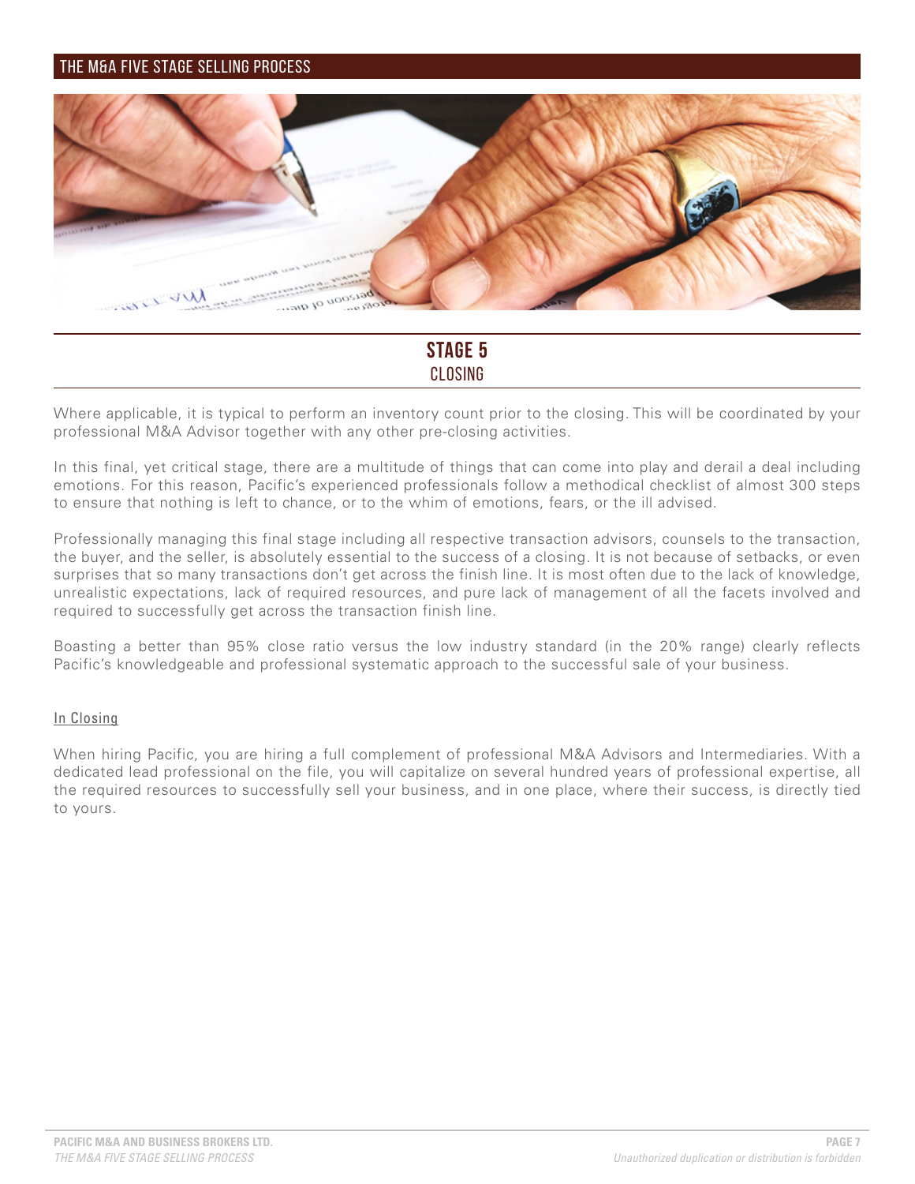## STAGE 5
### CLOSING

Where applicable, it is typical to perform an inventory count prior to the closing. This will be coordinated by your professional M&A Advisor together with any other pre-closing activities.

In this final, yet critical stage, there are a multitude of things that can come into play and derail a deal including emotions. For this reason, Pacific's experienced professionals follow a methodical checklist of almost 300 steps to ensure that nothing is left to chance, or to the whim of emotions, fears, or the ill advised.

Professionally managing this final stage including all respective transaction advisors, counsels to the transaction, the buyer, and the seller, is absolutely essential to the success of a closing. It is not because of setbacks, or even surprises that so many transactions don't get across the finish line. It is most often due to the lack of knowledge, unrealistic expectations, lack of required resources, and pure lack of management of all the facets involved and required to successfully get across the transaction finish line.

Boasting a better than 95% close ratio versus the low industry standard (in the 20% range) clearly reflects Pacific's knowledgeable and professional systematic approach to the successful sale of your business.

In Closing

When hiring Pacific, you are hiring a full complement of professional M&A Advisors and Intermediaries. With a dedicated lead professional on the file, you will capitalize on several hundred years of professional expertise, all the required resources to successfully sell your business, and in one place, where their success, is directly tied to yours.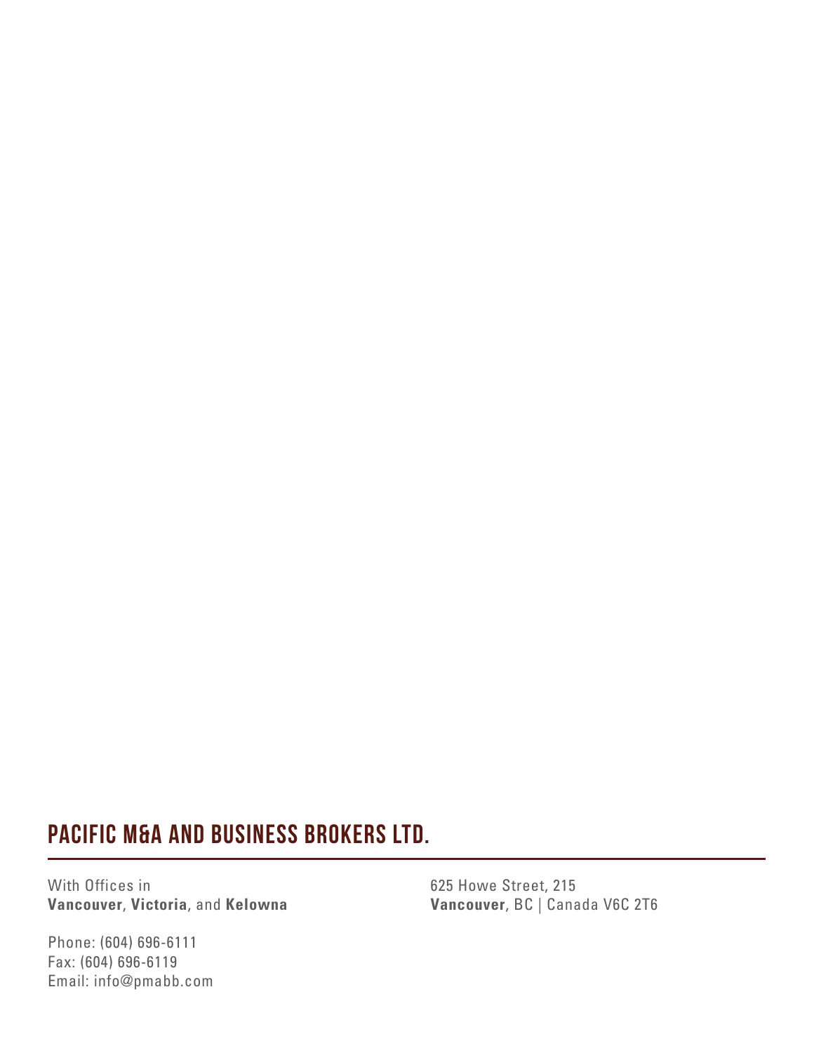## PACIFIC M&A AND BUSINESS BROKERS LTD.

With Offices in
**Vancouver**, **Victoria**, and **Kelowna**

Phone: (604) 696-6111
Fax: (604) 696-6119
Email: info@pmabb.com

625 Howe Street, 215
**Vancouver**, BC | Canada V6C 2T6